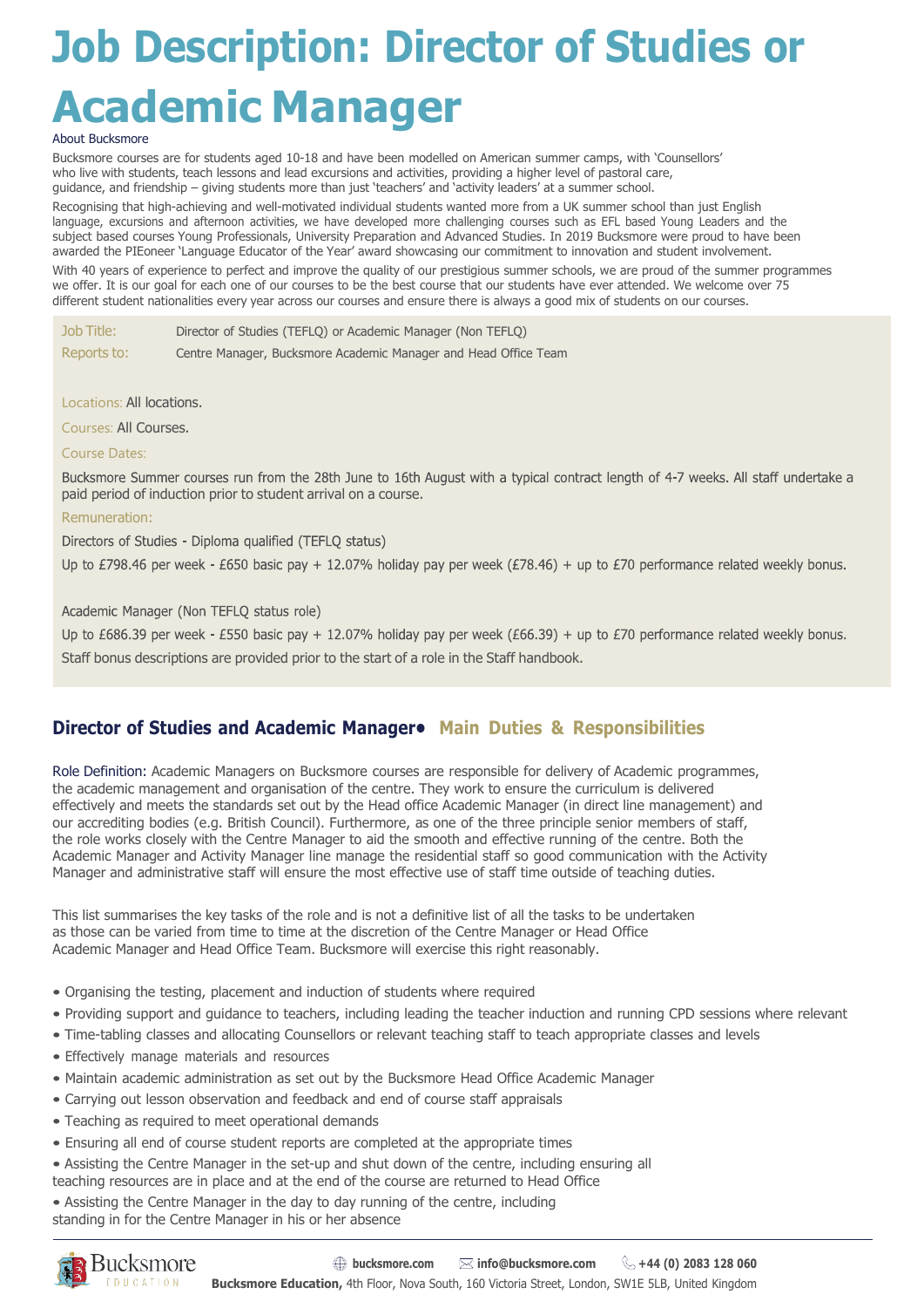# Job Description: Director of Studies or Academic Manager

About Bucksmore

Bucksmore courses are for students aged 10-18 and have been modelled on American summer camps, with 'Counsellors' who live with students, teach lessons and lead excursions and activities, providing a higher level of pastoral care, guidance, and friendship – giving students more than just 'teachers' and 'activity leaders' at a summer school.

Recognising that high-achieving and well-motivated individual students wanted more from a UK summer school than just English language, excursions and afternoon activities, we have developed more challenging courses such as EFL based Young Leaders and the subject based courses Young Professionals, University Preparation and Advanced Studies. In 2019 Bucksmore were proud to have been awarded the PIEoneer 'Language Educator of the Year' award showcasing our commitment to innovation and student involvement.

With 40 years of experience to perfect and improve the quality of our prestigious summer schools, we are proud of the summer programmes we offer. It is our goal for each one of our courses to be the best course that our students have ever attended. We welcome over 75 different student nationalities every year across our courses and ensure there is always a good mix of students on our courses.

| | |
|---|---|
| Job Title: | Director of Studies (TEFLQ) or Academic Manager (Non TEFLQ) |
| Reports to: | Centre Manager, Bucksmore Academic Manager and Head Office Team |

Locations: All locations.

Courses: All Courses.

Course Dates:

Bucksmore Summer courses run from the 28th June to 16th August with a typical contract length of 4-7 weeks. All staff undertake a paid period of induction prior to student arrival on a course.

Remuneration:

Directors of Studies - Diploma qualified (TEFLQ status)

Up to £798.46 per week - £650 basic pay + 12.07% holiday pay per week (£78.46) + up to £70 performance related weekly bonus.

Academic Manager (Non TEFLQ status role)

Up to £686.39 per week - £550 basic pay + 12.07% holiday pay per week (£66.39) + up to £70 performance related weekly bonus.

Staff bonus descriptions are provided prior to the start of a role in the Staff handbook.

## Director of Studies and Academic Manager• Main Duties & Responsibilities

Role Definition: Academic Managers on Bucksmore courses are responsible for delivery of Academic programmes, the academic management and organisation of the centre. They work to ensure the curriculum is delivered effectively and meets the standards set out by the Head office Academic Manager (in direct line management) and our accrediting bodies (e.g. British Council). Furthermore, as one of the three principle senior members of staff, the role works closely with the Centre Manager to aid the smooth and effective running of the centre. Both the Academic Manager and Activity Manager line manage the residential staff so good communication with the Activity Manager and administrative staff will ensure the most effective use of staff time outside of teaching duties.

This list summarises the key tasks of the role and is not a definitive list of all the tasks to be undertaken as those can be varied from time to time at the discretion of the Centre Manager or Head Office Academic Manager and Head Office Team. Bucksmore will exercise this right reasonably.

- Organising the testing, placement and induction of students where required
- Providing support and guidance to teachers, including leading the teacher induction and running CPD sessions where relevant
- Time-tabling classes and allocating Counsellors or relevant teaching staff to teach appropriate classes and levels
- Effectively manage materials and resources
- Maintain academic administration as set out by the Bucksmore Head Office Academic Manager
- Carrying out lesson observation and feedback and end of course staff appraisals
- Teaching as required to meet operational demands
- Ensuring all end of course student reports are completed at the appropriate times
- Assisting the Centre Manager in the set-up and shut down of the centre, including ensuring all teaching resources are in place and at the end of the course are returned to Head Office
- Assisting the Centre Manager in the day to day running of the centre, including standing in for the Centre Manager in his or her absence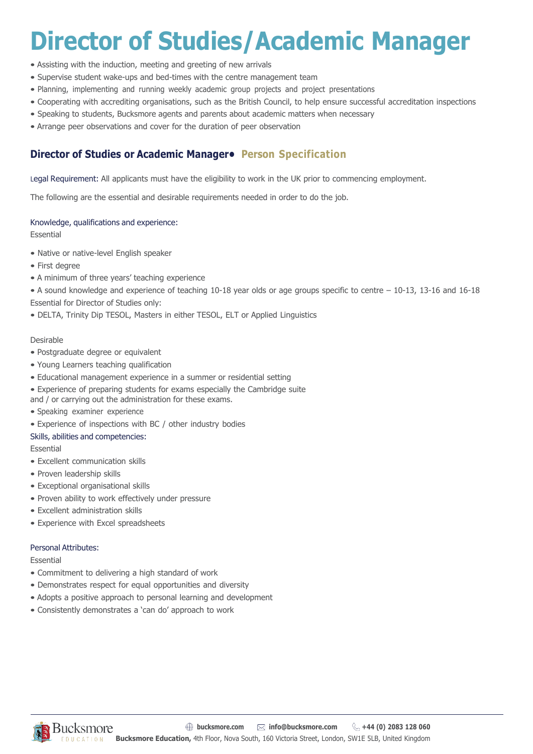# Director of Studies/Academic Manager

- Assisting with the induction, meeting and greeting of new arrivals
- Supervise student wake-ups and bed-times with the centre management team
- Planning, implementing and running weekly academic group projects and project presentations
- Cooperating with accrediting organisations, such as the British Council, to help ensure successful accreditation inspections
- Speaking to students, Bucksmore agents and parents about academic matters when necessary
- Arrange peer observations and cover for the duration of peer observation

## Director of Studies or Academic Manager• Person Specification

Legal Requirement: All applicants must have the eligibility to work in the UK prior to commencing employment.

The following are the essential and desirable requirements needed in order to do the job.

### Knowledge, qualifications and experience:

Essential

- Native or native-level English speaker
- First degree
- A minimum of three years' teaching experience
- A sound knowledge and experience of teaching 10-18 year olds or age groups specific to centre – 10-13, 13-16 and 16-18

Essential for Director of Studies only:

- DELTA, Trinity Dip TESOL, Masters in either TESOL, ELT or Applied Linguistics

Desirable

- Postgraduate degree or equivalent
- Young Learners teaching qualification
- Educational management experience in a summer or residential setting
- Experience of preparing students for exams especially the Cambridge suite and / or carrying out the administration for these exams.
- Speaking examiner experience
- Experience of inspections with BC / other industry bodies

### Skills, abilities and competencies:

Essential

- Excellent communication skills
- Proven leadership skills
- Exceptional organisational skills
- Proven ability to work effectively under pressure
- Excellent administration skills
- Experience with Excel spreadsheets

### Personal Attributes:

Essential

- Commitment to delivering a high standard of work
- Demonstrates respect for equal opportunities and diversity
- Adopts a positive approach to personal learning and development
- Consistently demonstrates a 'can do' approach to work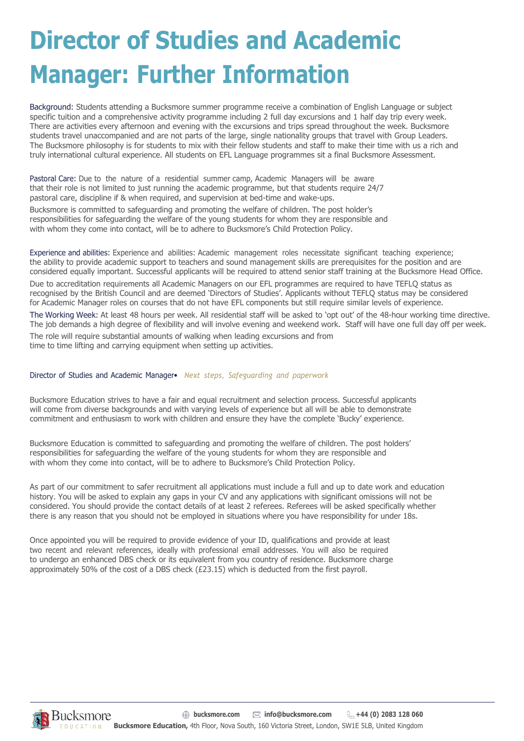# Director of Studies and Academic Manager: Further Information

Background: Students attending a Bucksmore summer programme receive a combination of English Language or subject specific tuition and a comprehensive activity programme including 2 full day excursions and 1 half day trip every week. There are activities every afternoon and evening with the excursions and trips spread throughout the week. Bucksmore students travel unaccompanied and are not parts of the large, single nationality groups that travel with Group Leaders. The Bucksmore philosophy is for students to mix with their fellow students and staff to make their time with us a rich and truly international cultural experience. All students on EFL Language programmes sit a final Bucksmore Assessment.

Pastoral Care: Due to the nature of a residential summer camp, Academic Managers will be aware that their role is not limited to just running the academic programme, but that students require 24/7 pastoral care, discipline if & when required, and supervision at bed-time and wake-ups.

Bucksmore is committed to safeguarding and promoting the welfare of children. The post holder's responsibilities for safeguarding the welfare of the young students for whom they are responsible and with whom they come into contact, will be to adhere to Bucksmore's Child Protection Policy.

Experience and abilities: Experience and abilities: Academic management roles necessitate significant teaching experience; the ability to provide academic support to teachers and sound management skills are prerequisites for the position and are considered equally important. Successful applicants will be required to attend senior staff training at the Bucksmore Head Office.

Due to accreditation requirements all Academic Managers on our EFL programmes are required to have TEFLQ status as recognised by the British Council and are deemed 'Directors of Studies'. Applicants without TEFLQ status may be considered for Academic Manager roles on courses that do not have EFL components but still require similar levels of experience.

The Working Week: At least 48 hours per week. All residential staff will be asked to 'opt out' of the 48-hour working time directive. The job demands a high degree of flexibility and will involve evening and weekend work. Staff will have one full day off per week.

The role will require substantial amounts of walking when leading excursions and from time to time lifting and carrying equipment when setting up activities.

Director of Studies and Academic Manager• *Next steps, Safeguarding and paperwork*

Bucksmore Education strives to have a fair and equal recruitment and selection process. Successful applicants will come from diverse backgrounds and with varying levels of experience but all will be able to demonstrate commitment and enthusiasm to work with children and ensure they have the complete 'Bucky' experience.

Bucksmore Education is committed to safeguarding and promoting the welfare of children. The post holders' responsibilities for safeguarding the welfare of the young students for whom they are responsible and with whom they come into contact, will be to adhere to Bucksmore's Child Protection Policy.

As part of our commitment to safer recruitment all applications must include a full and up to date work and education history. You will be asked to explain any gaps in your CV and any applications with significant omissions will not be considered. You should provide the contact details of at least 2 referees. Referees will be asked specifically whether there is any reason that you should not be employed in situations where you have responsibility for under 18s.

Once appointed you will be required to provide evidence of your ID, qualifications and provide at least two recent and relevant references, ideally with professional email addresses. You will also be required to undergo an enhanced DBS check or its equivalent from you country of residence. Bucksmore charge approximately 50% of the cost of a DBS check (£23.15) which is deducted from the first payroll.